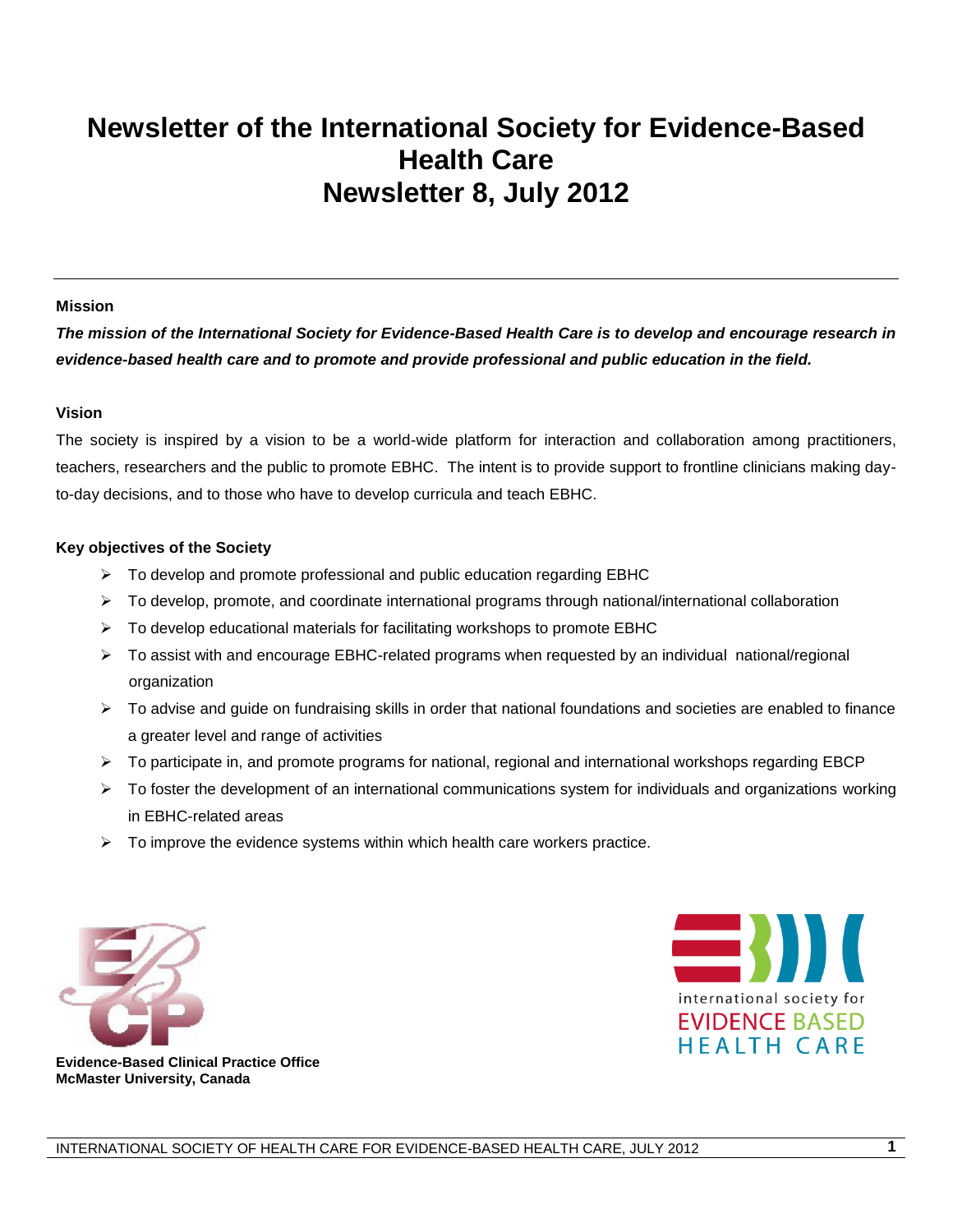# Newsletter of the International Society for Evidence-Based Health Care
# Newsletter 8, July 2012

---

**Mission**

***The mission of the International Society for Evidence-Based Health Care is to develop and encourage research in evidence-based health care and to promote and provide professional and public education in the field.***

**Vision**

The society is inspired by a vision to be a world-wide platform for interaction and collaboration among practitioners, teachers, researchers and the public to promote EBHC. The intent is to provide support to frontline clinicians making day-to-day decisions, and to those who have to develop curricula and teach EBHC.

**Key objectives of the Society**

- To develop and promote professional and public education regarding EBHC
- To develop, promote, and coordinate international programs through national/international collaboration
- To develop educational materials for facilitating workshops to promote EBHC
- To assist with and encourage EBHC-related programs when requested by an individual national/regional organization
- To advise and guide on fundraising skills in order that national foundations and societies are enabled to finance a greater level and range of activities
- To participate in, and promote programs for national, regional and international workshops regarding EBCP
- To foster the development of an international communications system for individuals and organizations working in EBHC-related areas
- To improve the evidence systems within which health care workers practice.

**Evidence-Based Clinical Practice Office**
**McMaster University, Canada**

international society for
EVIDENCE BASED
HEALTH CARE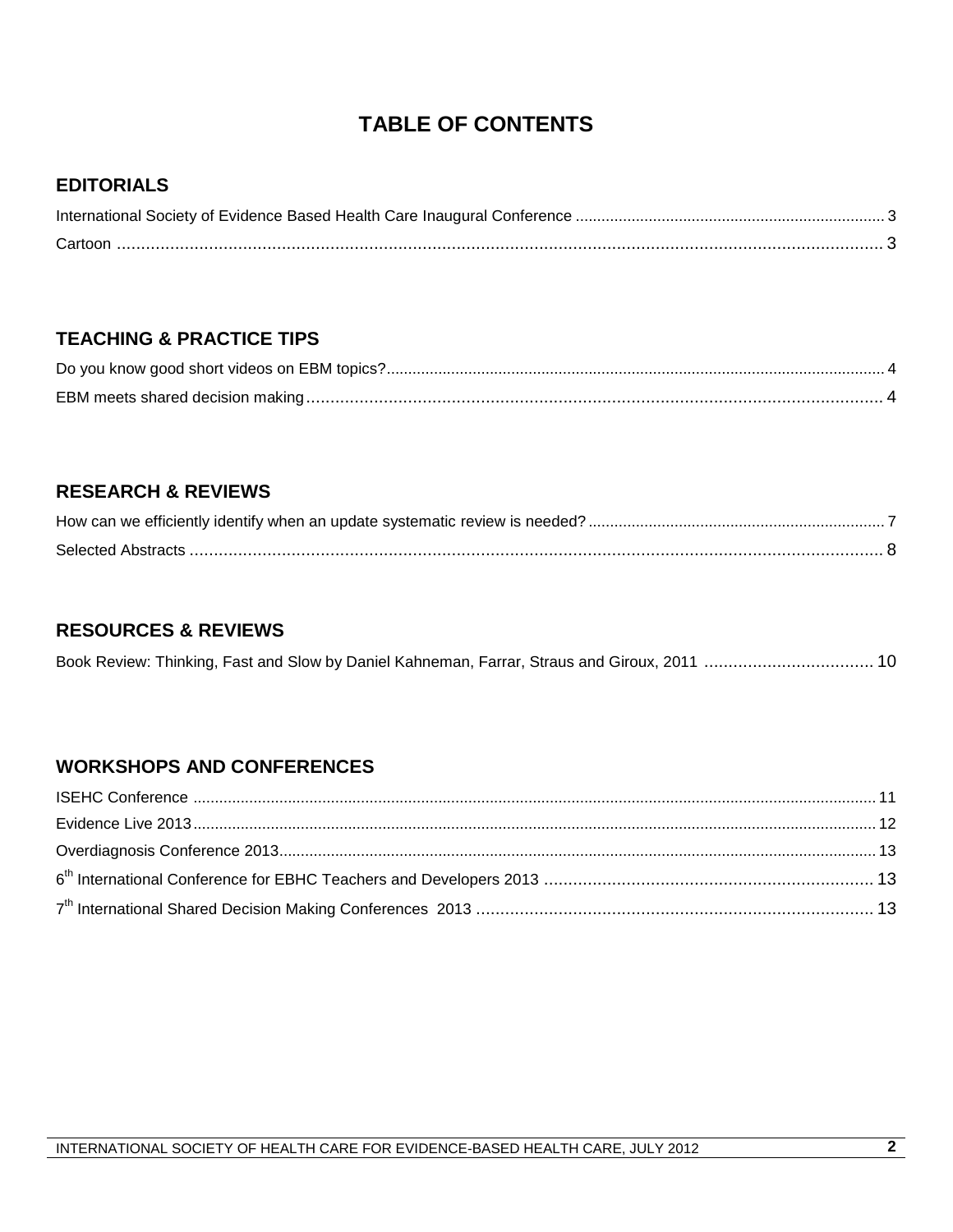# TABLE OF CONTENTS

## EDITORIALS

International Society of Evidence Based Health Care Inaugural Conference ....... 3

Cartoon ....... 3

## TEACHING & PRACTICE TIPS

Do you know good short videos on EBM topics? ....... 4

EBM meets shared decision making ....... 4

## RESEARCH & REVIEWS

How can we efficiently identify when an update systematic review is needed? ....... 7

Selected Abstracts ....... 8

## RESOURCES & REVIEWS

Book Review: Thinking, Fast and Slow by Daniel Kahneman, Farrar, Straus and Giroux, 2011 ....... 10

## WORKSHOPS AND CONFERENCES

ISEHC Conference ....... 11

Evidence Live 2013 ....... 12

Overdiagnosis Conference 2013 ....... 13

6th International Conference for EBHC Teachers and Developers 2013 ....... 13

7th International Shared Decision Making Conferences 2013 ....... 13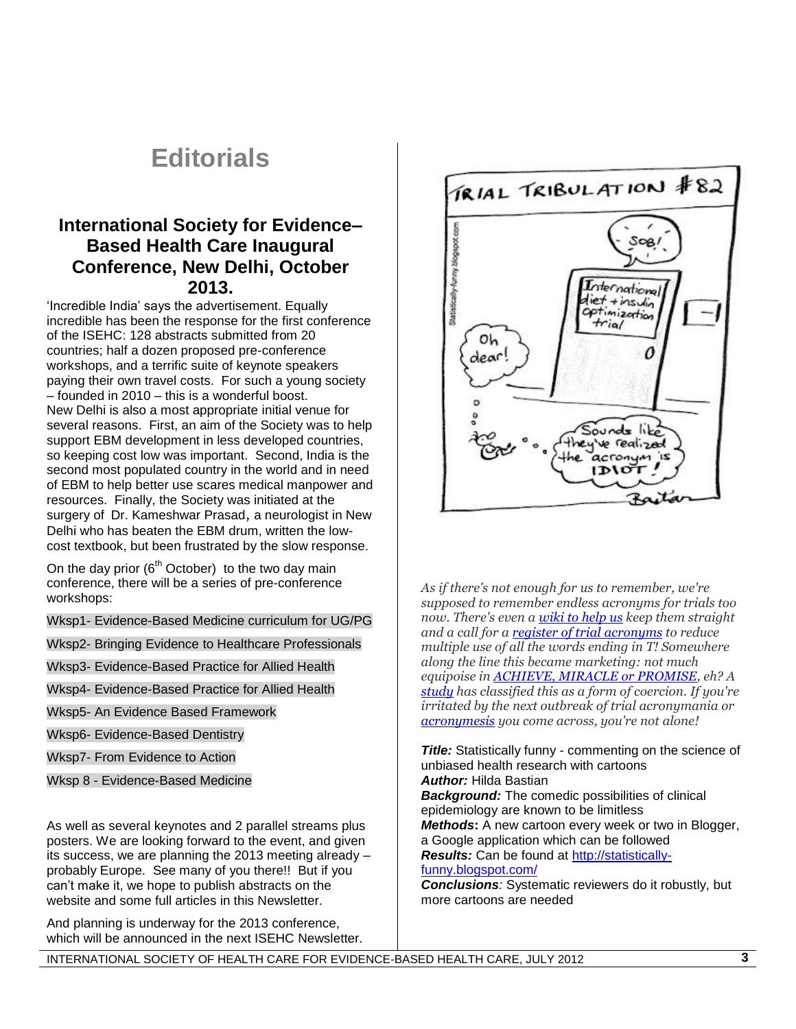# Editorials

## International Society for Evidence–Based Health Care Inaugural Conference, New Delhi, October 2013.

'Incredible India' says the advertisement. Equally incredible has been the response for the first conference of the ISEHC: 128 abstracts submitted from 20 countries; half a dozen proposed pre-conference workshops, and a terrific suite of keynote speakers paying their own travel costs. For such a young society – founded in 2010 – this is a wonderful boost.

New Delhi is also a most appropriate initial venue for several reasons. First, an aim of the Society was to help support EBM development in less developed countries, so keeping cost low was important. Second, India is the second most populated country in the world and in need of EBM to help better use scares medical manpower and resources. Finally, the Society was initiated at the surgery of Dr. Kameshwar Prasad, a neurologist in New Delhi who has beaten the EBM drum, written the low-cost textbook, but been frustrated by the slow response.

On the day prior (6th October) to the two day main conference, there will be a series of pre-conference workshops:

Wksp1- Evidence-Based Medicine curriculum for UG/PG

Wksp2- Bringing Evidence to Healthcare Professionals

Wksp3- Evidence-Based Practice for Allied Health

Wksp4- Evidence-Based Practice for Allied Health

Wksp5- An Evidence Based Framework

Wksp6- Evidence-Based Dentistry

Wksp7- From Evidence to Action

Wksp 8 - Evidence-Based Medicine

As well as several keynotes and 2 parallel streams plus posters. We are looking forward to the event, and given its success, we are planning the 2013 meeting already – probably Europe. See many of you there!! But if you can't make it, we hope to publish abstracts on the website and some full articles in this Newsletter.

And planning is underway for the 2013 conference, which will be announced in the next ISEHC Newsletter.

*As if there's not enough for us to remember, we're supposed to remember endless acronyms for trials too now. There's even a wiki to help us keep them straight and a call for a register of trial acronyms to reduce multiple use of all the words ending in T! Somewhere along the line this became marketing: not much equipoise in ACHIEVE, MIRACLE or PROMISE, eh? A study has classified this as a form of coercion. If you're irritated by the next outbreak of trial acronymania or acronymesis you come across, you're not alone!*

***Title:*** Statistically funny - commenting on the science of unbiased health research with cartoons
***Author:*** Hilda Bastian
***Background:*** The comedic possibilities of clinical epidemiology are known to be limitless
***Methods*:** A new cartoon every week or two in Blogger, a Google application which can be followed
***Results:*** Can be found at http://statistically-funny.blogspot.com/
***Conclusions****:* Systematic reviewers do it robustly, but more cartoons are needed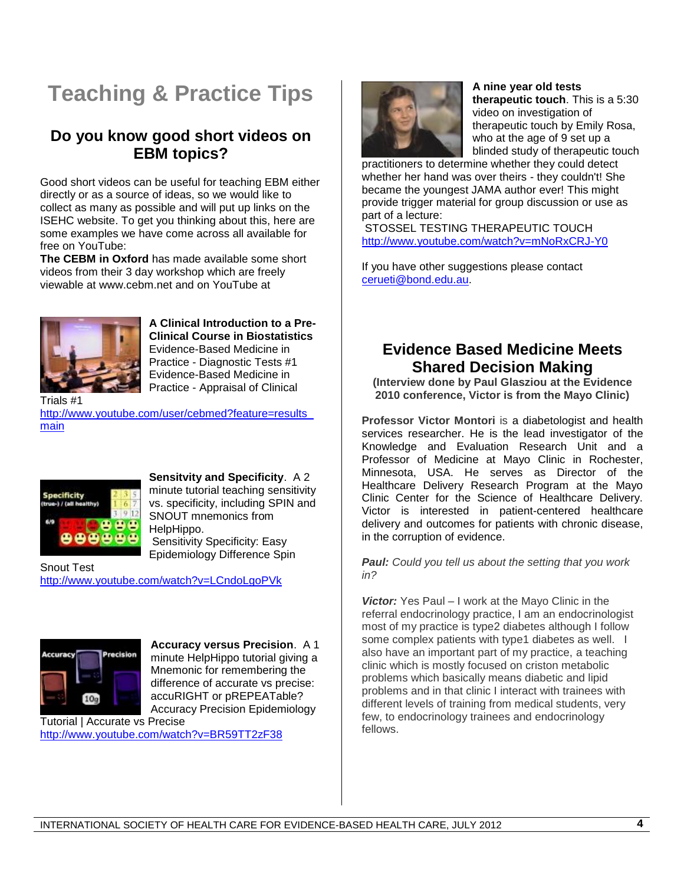# Teaching & Practice Tips

## Do you know good short videos on EBM topics?

Good short videos can be useful for teaching EBM either directly or as a source of ideas, so we would like to collect as many as possible and will put up links on the ISEHC website. To get you thinking about this, here are some examples we have come across all available for free on YouTube:

**The CEBM in Oxford** has made available some short videos from their 3 day workshop which are freely viewable at www.cebm.net and on YouTube at

**A Clinical Introduction to a Pre-Clinical Course in Biostatistics** Evidence-Based Medicine in Practice - Diagnostic Tests #1 Evidence-Based Medicine in Practice - Appraisal of Clinical Trials #1
http://www.youtube.com/user/cebmed?feature=results_main

**Sensitvity and Specificity**. A 2 minute tutorial teaching sensitivity vs. specificity, including SPIN and SNOUT mnemonics from HelpHippo.
Sensitivity Specificity: Easy Epidemiology Difference Spin Snout Test
http://www.youtube.com/watch?v=LCndoLgoPVk

**Accuracy versus Precision**. A 1 minute HelpHippo tutorial giving a Mnemonic for remembering the difference of accurate vs precise: accuRIGHT or pREPEATable? Accuracy Precision Epidemiology Tutorial | Accurate vs Precise
http://www.youtube.com/watch?v=BR59TT2zF38

**A nine year old tests therapeutic touch**. This is a 5:30 video on investigation of therapeutic touch by Emily Rosa, who at the age of 9 set up a blinded study of therapeutic touch practitioners to determine whether they could detect whether her hand was over theirs - they couldn't! She became the youngest JAMA author ever! This might provide trigger material for group discussion or use as part of a lecture:
STOSSEL TESTING THERAPEUTIC TOUCH
http://www.youtube.com/watch?v=mNoRxCRJ-Y0

If you have other suggestions please contact cerueti@bond.edu.au.

## Evidence Based Medicine Meets Shared Decision Making

**(Interview done by Paul Glasziou at the Evidence 2010 conference, Victor is from the Mayo Clinic)**

**Professor Victor Montori** is a diabetologist and health services researcher. He is the lead investigator of the Knowledge and Evaluation Research Unit and a Professor of Medicine at Mayo Clinic in Rochester, Minnesota, USA. He serves as Director of the Healthcare Delivery Research Program at the Mayo Clinic Center for the Science of Healthcare Delivery. Victor is interested in patient-centered healthcare delivery and outcomes for patients with chronic disease, in the corruption of evidence.

***Paul:*** *Could you tell us about the setting that you work in?*

***Victor:*** Yes Paul – I work at the Mayo Clinic in the referral endocrinology practice, I am an endocrinologist most of my practice is type2 diabetes although I follow some complex patients with type1 diabetes as well. I also have an important part of my practice, a teaching clinic which is mostly focused on criston metabolic problems which basically means diabetic and lipid problems and in that clinic I interact with trainees with different levels of training from medical students, very few, to endocrinology trainees and endocrinology fellows.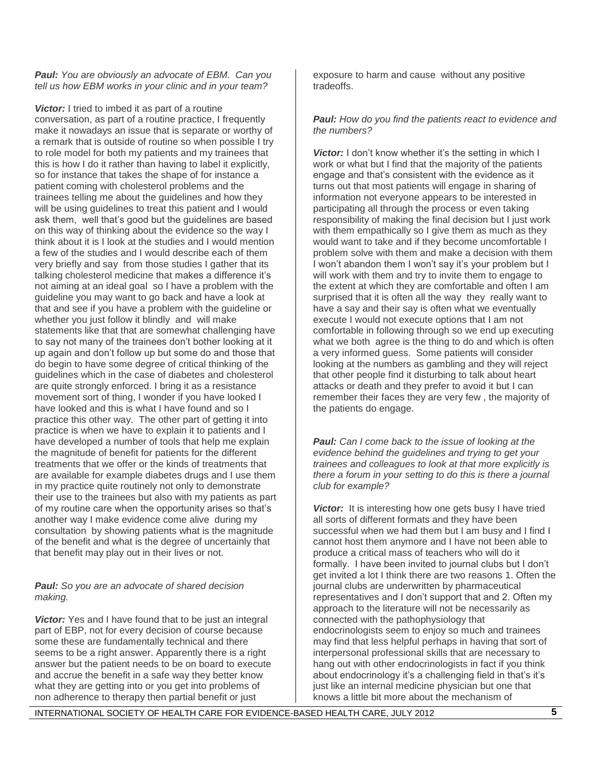***Paul:*** *You are obviously an advocate of EBM. Can you tell us how EBM works in your clinic and in your team?*

***Victor:*** I tried to imbed it as part of a routine conversation, as part of a routine practice, I frequently make it nowadays an issue that is separate or worthy of a remark that is outside of routine so when possible I try to role model for both my patients and my trainees that this is how I do it rather than having to label it explicitly, so for instance that takes the shape of for instance a patient coming with cholesterol problems and the trainees telling me about the guidelines and how they will be using guidelines to treat this patient and I would ask them, well that's good but the guidelines are based on this way of thinking about the evidence so the way I think about it is I look at the studies and I would mention a few of the studies and I would describe each of them very briefly and say from those studies I gather that its talking cholesterol medicine that makes a difference it's not aiming at an ideal goal so I have a problem with the guideline you may want to go back and have a look at that and see if you have a problem with the guideline or whether you just follow it blindly and will make statements like that that are somewhat challenging have to say not many of the trainees don't bother looking at it up again and don't follow up but some do and those that do begin to have some degree of critical thinking of the guidelines which in the case of diabetes and cholesterol are quite strongly enforced. I bring it as a resistance movement sort of thing, I wonder if you have looked I have looked and this is what I have found and so I practice this other way. The other part of getting it into practice is when we have to explain it to patients and I have developed a number of tools that help me explain the magnitude of benefit for patients for the different treatments that we offer or the kinds of treatments that are available for example diabetes drugs and I use them in my practice quite routinely not only to demonstrate their use to the trainees but also with my patients as part of my routine care when the opportunity arises so that's another way I make evidence come alive during my consultation by showing patients what is the magnitude of the benefit and what is the degree of uncertainly that that benefit may play out in their lives or not.

***Paul:*** *So you are an advocate of shared decision making.*

***Victor:*** Yes and I have found that to be just an integral part of EBP, not for every decision of course because some these are fundamentally technical and there seems to be a right answer. Apparently there is a right answer but the patient needs to be on board to execute and accrue the benefit in a safe way they better know what they are getting into or you get into problems of non adherence to therapy then partial benefit or just exposure to harm and cause without any positive tradeoffs.

***Paul:*** *How do you find the patients react to evidence and the numbers?*

***Victor:*** I don't know whether it's the setting in which I work or what but I find that the majority of the patients engage and that's consistent with the evidence as it turns out that most patients will engage in sharing of information not everyone appears to be interested in participating all through the process or even taking responsibility of making the final decision but I just work with them empathically so I give them as much as they would want to take and if they become uncomfortable I problem solve with them and make a decision with them I won't abandon them I won't say it's your problem but I will work with them and try to invite them to engage to the extent at which they are comfortable and often I am surprised that it is often all the way they really want to have a say and their say is often what we eventually execute I would not execute options that I am not comfortable in following through so we end up executing what we both agree is the thing to do and which is often a very informed guess. Some patients will consider looking at the numbers as gambling and they will reject that other people find it disturbing to talk about heart attacks or death and they prefer to avoid it but I can remember their faces they are very few , the majority of the patients do engage.

***Paul:*** *Can I come back to the issue of looking at the evidence behind the guidelines and trying to get your trainees and colleagues to look at that more explicitly is there a forum in your setting to do this is there a journal club for example?*

***Victor:*** It is interesting how one gets busy I have tried all sorts of different formats and they have been successful when we had them but I am busy and I find I cannot host them anymore and I have not been able to produce a critical mass of teachers who will do it formally. I have been invited to journal clubs but I don't get invited a lot I think there are two reasons 1. Often the journal clubs are underwritten by pharmaceutical representatives and I don't support that and 2. Often my approach to the literature will not be necessarily as connected with the pathophysiology that endocrinologists seem to enjoy so much and trainees may find that less helpful perhaps in having that sort of interpersonal professional skills that are necessary to hang out with other endocrinologists in fact if you think about endocrinology it's a challenging field in that's it's just like an internal medicine physician but one that knows a little bit more about the mechanism of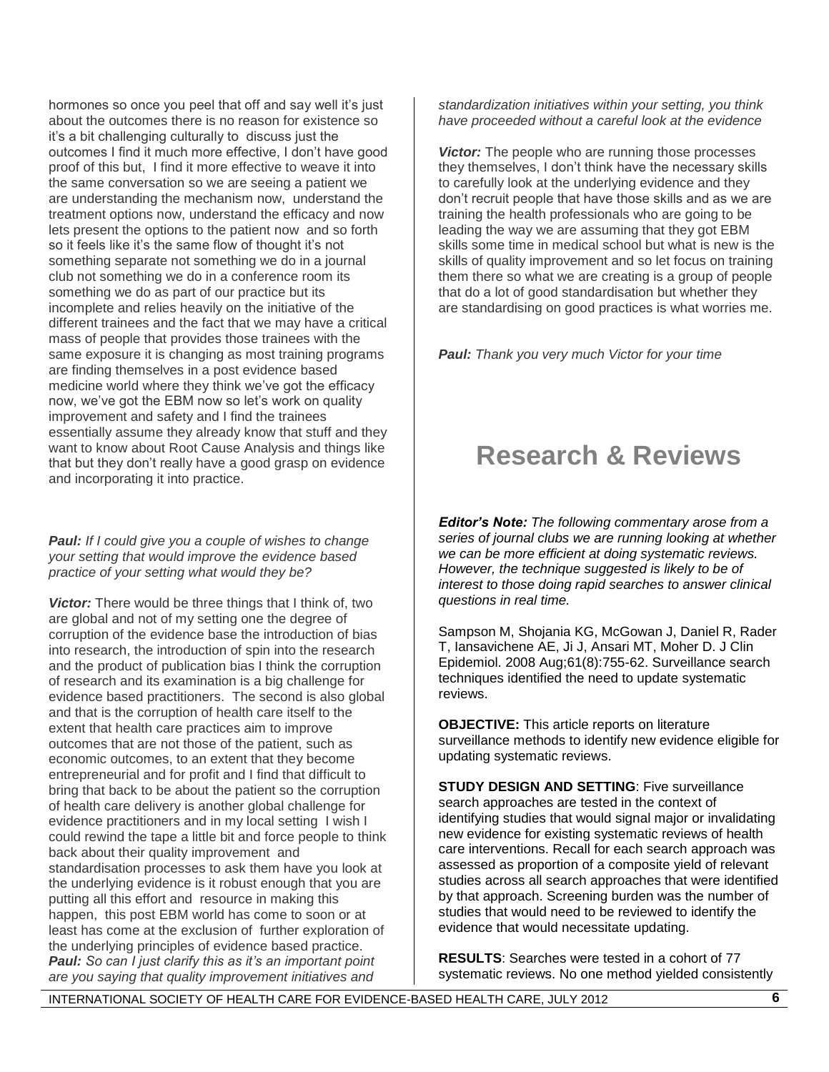hormones so once you peel that off and say well it's just about the outcomes there is no reason for existence so it's a bit challenging culturally to discuss just the outcomes I find it much more effective, I don't have good proof of this but, I find it more effective to weave it into the same conversation so we are seeing a patient we are understanding the mechanism now, understand the treatment options now, understand the efficacy and now lets present the options to the patient now and so forth so it feels like it's the same flow of thought it's not something separate not something we do in a journal club not something we do in a conference room its something we do as part of our practice but its incomplete and relies heavily on the initiative of the different trainees and the fact that we may have a critical mass of people that provides those trainees with the same exposure it is changing as most training programs are finding themselves in a post evidence based medicine world where they think we've got the efficacy now, we've got the EBM now so let's work on quality improvement and safety and I find the trainees essentially assume they already know that stuff and they want to know about Root Cause Analysis and things like that but they don't really have a good grasp on evidence and incorporating it into practice.

***Paul:*** *If I could give you a couple of wishes to change your setting that would improve the evidence based practice of your setting what would they be?*

***Victor:*** There would be three things that I think of, two are global and not of my setting one the degree of corruption of the evidence base the introduction of bias into research, the introduction of spin into the research and the product of publication bias I think the corruption of research and its examination is a big challenge for evidence based practitioners. The second is also global and that is the corruption of health care itself to the extent that health care practices aim to improve outcomes that are not those of the patient, such as economic outcomes, to an extent that they become entrepreneurial and for profit and I find that difficult to bring that back to be about the patient so the corruption of health care delivery is another global challenge for evidence practitioners and in my local setting I wish I could rewind the tape a little bit and force people to think back about their quality improvement and standardisation processes to ask them have you look at the underlying evidence is it robust enough that you are putting all this effort and resource in making this happen, this post EBM world has come to soon or at least has come at the exclusion of further exploration of the underlying principles of evidence based practice.

***Paul:*** *So can I just clarify this as it's an important point are you saying that quality improvement initiatives and standardization initiatives within your setting, you think have proceeded without a careful look at the evidence*

***Victor:*** The people who are running those processes they themselves, I don't think have the necessary skills to carefully look at the underlying evidence and they don't recruit people that have those skills and as we are training the health professionals who are going to be leading the way we are assuming that they got EBM skills some time in medical school but what is new is the skills of quality improvement and so let focus on training them there so what we are creating is a group of people that do a lot of good standardisation but whether they are standardising on good practices is what worries me.

***Paul:*** *Thank you very much Victor for your time*

# Research & Reviews

***Editor's Note:*** ***The following commentary arose from a series of journal clubs we are running looking at whether we can be more efficient at doing systematic reviews. However, the technique suggested is likely to be of interest to those doing rapid searches to answer clinical questions in real time.***

Sampson M, Shojania KG, McGowan J, Daniel R, Rader T, Iansavichene AE, Ji J, Ansari MT, Moher D. J Clin Epidemiol. 2008 Aug;61(8):755-62. Surveillance search techniques identified the need to update systematic reviews.

**OBJECTIVE:** This article reports on literature surveillance methods to identify new evidence eligible for updating systematic reviews.

**STUDY DESIGN AND SETTING**: Five surveillance search approaches are tested in the context of identifying studies that would signal major or invalidating new evidence for existing systematic reviews of health care interventions. Recall for each search approach was assessed as proportion of a composite yield of relevant studies across all search approaches that were identified by that approach. Screening burden was the number of studies that would need to be reviewed to identify the evidence that would necessitate updating.

**RESULTS**: Searches were tested in a cohort of 77 systematic reviews. No one method yielded consistently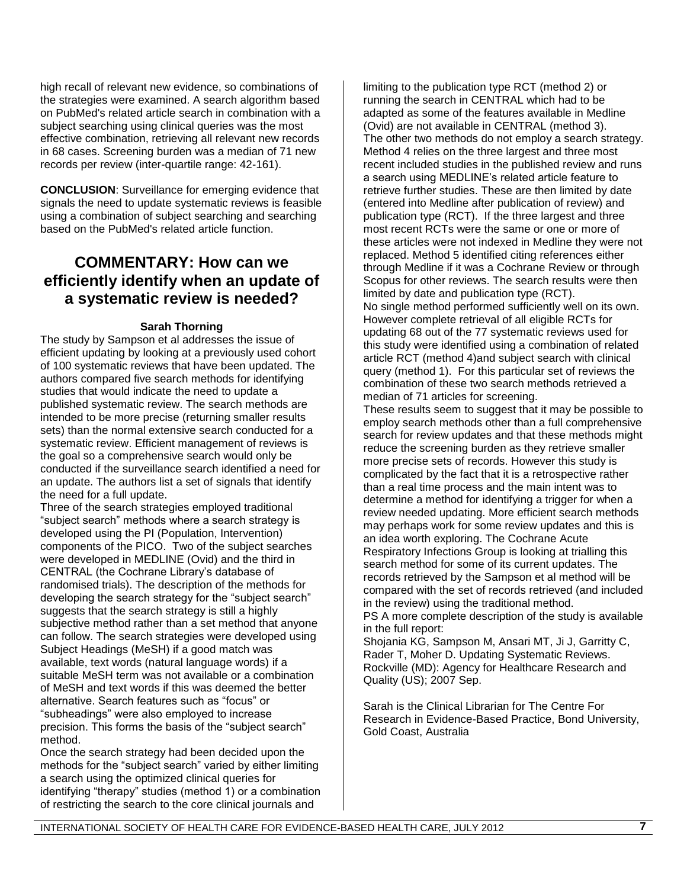high recall of relevant new evidence, so combinations of the strategies were examined. A search algorithm based on PubMed's related article search in combination with a subject searching using clinical queries was the most effective combination, retrieving all relevant new records in 68 cases. Screening burden was a median of 71 new records per review (inter-quartile range: 42-161).

**CONCLUSION**: Surveillance for emerging evidence that signals the need to update systematic reviews is feasible using a combination of subject searching and searching based on the PubMed's related article function.

## COMMENTARY: How can we efficiently identify when an update of a systematic review is needed?

**Sarah Thorning**

The study by Sampson et al addresses the issue of efficient updating by looking at a previously used cohort of 100 systematic reviews that have been updated. The authors compared five search methods for identifying studies that would indicate the need to update a published systematic review. The search methods are intended to be more precise (returning smaller results sets) than the normal extensive search conducted for a systematic review. Efficient management of reviews is the goal so a comprehensive search would only be conducted if the surveillance search identified a need for an update. The authors list a set of signals that identify the need for a full update.

Three of the search strategies employed traditional "subject search" methods where a search strategy is developed using the PI (Population, Intervention) components of the PICO. Two of the subject searches were developed in MEDLINE (Ovid) and the third in CENTRAL (the Cochrane Library's database of randomised trials). The description of the methods for developing the search strategy for the "subject search" suggests that the search strategy is still a highly subjective method rather than a set method that anyone can follow. The search strategies were developed using Subject Headings (MeSH) if a good match was available, text words (natural language words) if a suitable MeSH term was not available or a combination of MeSH and text words if this was deemed the better alternative. Search features such as "focus" or "subheadings" were also employed to increase precision. This forms the basis of the "subject search" method.

Once the search strategy had been decided upon the methods for the "subject search" varied by either limiting a search using the optimized clinical queries for identifying "therapy" studies (method 1) or a combination of restricting the search to the core clinical journals and limiting to the publication type RCT (method 2) or running the search in CENTRAL which had to be adapted as some of the features available in Medline (Ovid) are not available in CENTRAL (method 3).

The other two methods do not employ a search strategy. Method 4 relies on the three largest and three most recent included studies in the published review and runs a search using MEDLINE's related article feature to retrieve further studies. These are then limited by date (entered into Medline after publication of review) and publication type (RCT). If the three largest and three most recent RCTs were the same or one or more of these articles were not indexed in Medline they were not replaced. Method 5 identified citing references either through Medline if it was a Cochrane Review or through Scopus for other reviews. The search results were then limited by date and publication type (RCT).

No single method performed sufficiently well on its own. However complete retrieval of all eligible RCTs for updating 68 out of the 77 systematic reviews used for this study were identified using a combination of related article RCT (method 4)and subject search with clinical query (method 1). For this particular set of reviews the combination of these two search methods retrieved a median of 71 articles for screening.

These results seem to suggest that it may be possible to employ search methods other than a full comprehensive search for review updates and that these methods might reduce the screening burden as they retrieve smaller more precise sets of records. However this study is complicated by the fact that it is a retrospective rather than a real time process and the main intent was to determine a method for identifying a trigger for when a review needed updating. More efficient search methods may perhaps work for some review updates and this is an idea worth exploring. The Cochrane Acute Respiratory Infections Group is looking at trialling this search method for some of its current updates. The records retrieved by the Sampson et al method will be compared with the set of records retrieved (and included in the review) using the traditional method.

PS A more complete description of the study is available in the full report:

Shojania KG, Sampson M, Ansari MT, Ji J, Garritty C, Rader T, Moher D. Updating Systematic Reviews. Rockville (MD): Agency for Healthcare Research and Quality (US); 2007 Sep.

Sarah is the Clinical Librarian for The Centre For Research in Evidence-Based Practice, Bond University, Gold Coast, Australia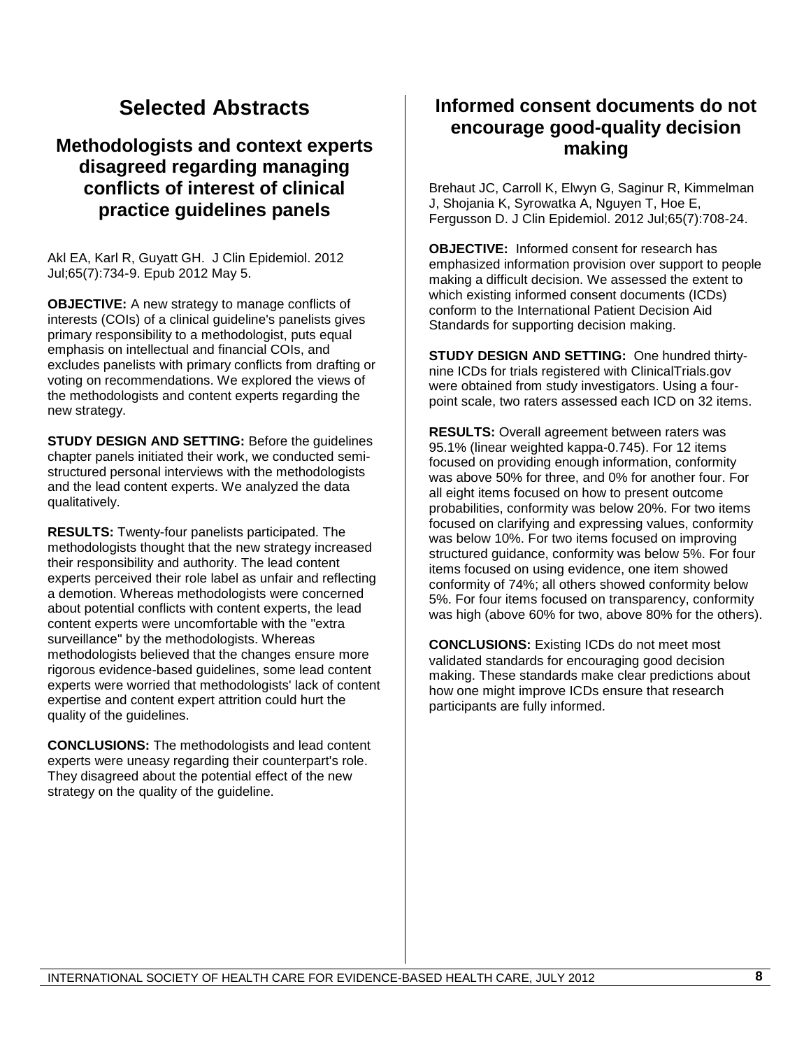# Selected Abstracts

## Methodologists and context experts disagreed regarding managing conflicts of interest of clinical practice guidelines panels

Akl EA, Karl R, Guyatt GH. J Clin Epidemiol. 2012 Jul;65(7):734-9. Epub 2012 May 5.

**OBJECTIVE:** A new strategy to manage conflicts of interests (COIs) of a clinical guideline's panelists gives primary responsibility to a methodologist, puts equal emphasis on intellectual and financial COIs, and excludes panelists with primary conflicts from drafting or voting on recommendations. We explored the views of the methodologists and content experts regarding the new strategy.

**STUDY DESIGN AND SETTING:** Before the guidelines chapter panels initiated their work, we conducted semi-structured personal interviews with the methodologists and the lead content experts. We analyzed the data qualitatively.

**RESULTS:** Twenty-four panelists participated. The methodologists thought that the new strategy increased their responsibility and authority. The lead content experts perceived their role label as unfair and reflecting a demotion. Whereas methodologists were concerned about potential conflicts with content experts, the lead content experts were uncomfortable with the "extra surveillance" by the methodologists. Whereas methodologists believed that the changes ensure more rigorous evidence-based guidelines, some lead content experts were worried that methodologists' lack of content expertise and content expert attrition could hurt the quality of the guidelines.

**CONCLUSIONS:** The methodologists and lead content experts were uneasy regarding their counterpart's role. They disagreed about the potential effect of the new strategy on the quality of the guideline.

## Informed consent documents do not encourage good-quality decision making

Brehaut JC, Carroll K, Elwyn G, Saginur R, Kimmelman J, Shojania K, Syrowatka A, Nguyen T, Hoe E, Fergusson D. J Clin Epidemiol. 2012 Jul;65(7):708-24.

**OBJECTIVE:** Informed consent for research has emphasized information provision over support to people making a difficult decision. We assessed the extent to which existing informed consent documents (ICDs) conform to the International Patient Decision Aid Standards for supporting decision making.

**STUDY DESIGN AND SETTING:** One hundred thirty-nine ICDs for trials registered with ClinicalTrials.gov were obtained from study investigators. Using a four-point scale, two raters assessed each ICD on 32 items.

**RESULTS:** Overall agreement between raters was 95.1% (linear weighted kappa-0.745). For 12 items focused on providing enough information, conformity was above 50% for three, and 0% for another four. For all eight items focused on how to present outcome probabilities, conformity was below 20%. For two items focused on clarifying and expressing values, conformity was below 10%. For two items focused on improving structured guidance, conformity was below 5%. For four items focused on using evidence, one item showed conformity of 74%; all others showed conformity below 5%. For four items focused on transparency, conformity was high (above 60% for two, above 80% for the others).

**CONCLUSIONS:** Existing ICDs do not meet most validated standards for encouraging good decision making. These standards make clear predictions about how one might improve ICDs ensure that research participants are fully informed.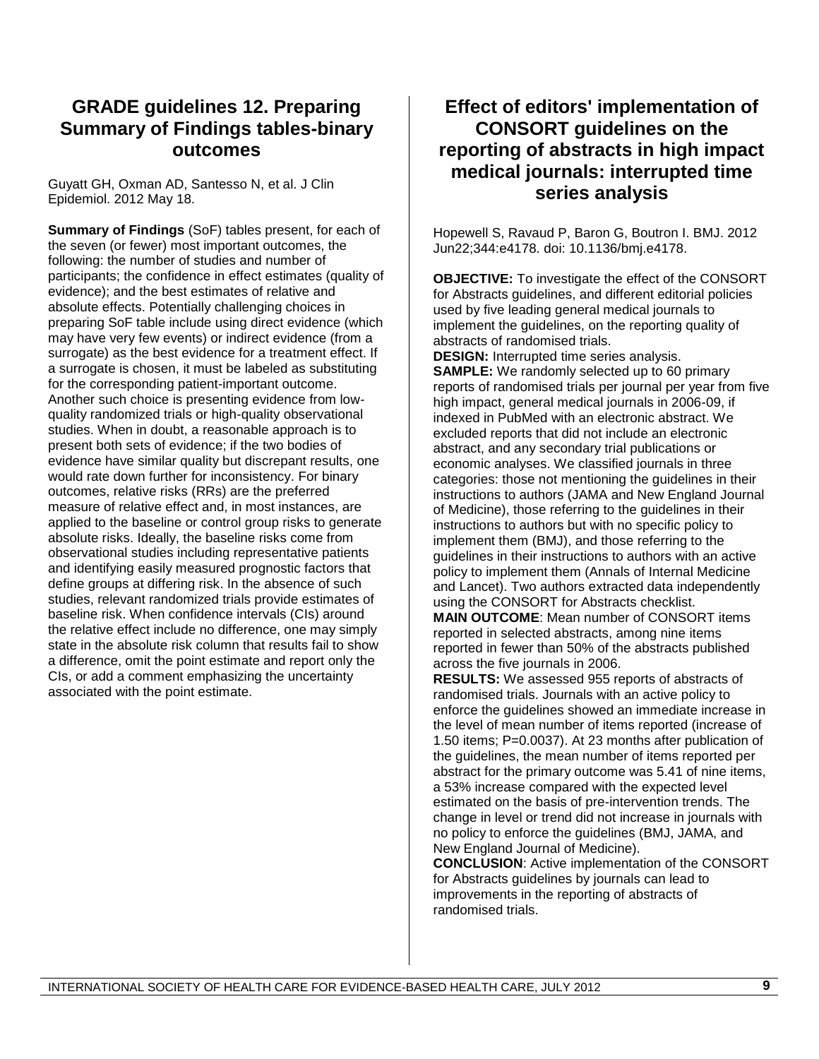## GRADE guidelines 12. Preparing Summary of Findings tables-binary outcomes

Guyatt GH, Oxman AD, Santesso N, et al. J Clin Epidemiol. 2012 May 18.

**Summary of Findings** (SoF) tables present, for each of the seven (or fewer) most important outcomes, the following: the number of studies and number of participants; the confidence in effect estimates (quality of evidence); and the best estimates of relative and absolute effects. Potentially challenging choices in preparing SoF table include using direct evidence (which may have very few events) or indirect evidence (from a surrogate) as the best evidence for a treatment effect. If a surrogate is chosen, it must be labeled as substituting for the corresponding patient-important outcome. Another such choice is presenting evidence from low-quality randomized trials or high-quality observational studies. When in doubt, a reasonable approach is to present both sets of evidence; if the two bodies of evidence have similar quality but discrepant results, one would rate down further for inconsistency. For binary outcomes, relative risks (RRs) are the preferred measure of relative effect and, in most instances, are applied to the baseline or control group risks to generate absolute risks. Ideally, the baseline risks come from observational studies including representative patients and identifying easily measured prognostic factors that define groups at differing risk. In the absence of such studies, relevant randomized trials provide estimates of baseline risk. When confidence intervals (CIs) around the relative effect include no difference, one may simply state in the absolute risk column that results fail to show a difference, omit the point estimate and report only the CIs, or add a comment emphasizing the uncertainty associated with the point estimate.

## Effect of editors' implementation of CONSORT guidelines on the reporting of abstracts in high impact medical journals: interrupted time series analysis

Hopewell S, Ravaud P, Baron G, Boutron I. BMJ. 2012 Jun22;344:e4178. doi: 10.1136/bmj.e4178.

**OBJECTIVE:** To investigate the effect of the CONSORT for Abstracts guidelines, and different editorial policies used by five leading general medical journals to implement the guidelines, on the reporting quality of abstracts of randomised trials.

**DESIGN:** Interrupted time series analysis.

**SAMPLE:** We randomly selected up to 60 primary reports of randomised trials per journal per year from five high impact, general medical journals in 2006-09, if indexed in PubMed with an electronic abstract. We excluded reports that did not include an electronic abstract, and any secondary trial publications or economic analyses. We classified journals in three categories: those not mentioning the guidelines in their instructions to authors (JAMA and New England Journal of Medicine), those referring to the guidelines in their instructions to authors but with no specific policy to implement them (BMJ), and those referring to the guidelines in their instructions to authors with an active policy to implement them (Annals of Internal Medicine and Lancet). Two authors extracted data independently using the CONSORT for Abstracts checklist.

**MAIN OUTCOME**: Mean number of CONSORT items reported in selected abstracts, among nine items reported in fewer than 50% of the abstracts published across the five journals in 2006.

**RESULTS:** We assessed 955 reports of abstracts of randomised trials. Journals with an active policy to enforce the guidelines showed an immediate increase in the level of mean number of items reported (increase of 1.50 items; P=0.0037). At 23 months after publication of the guidelines, the mean number of items reported per abstract for the primary outcome was 5.41 of nine items, a 53% increase compared with the expected level estimated on the basis of pre-intervention trends. The change in level or trend did not increase in journals with no policy to enforce the guidelines (BMJ, JAMA, and New England Journal of Medicine).

**CONCLUSION**: Active implementation of the CONSORT for Abstracts guidelines by journals can lead to improvements in the reporting of abstracts of randomised trials.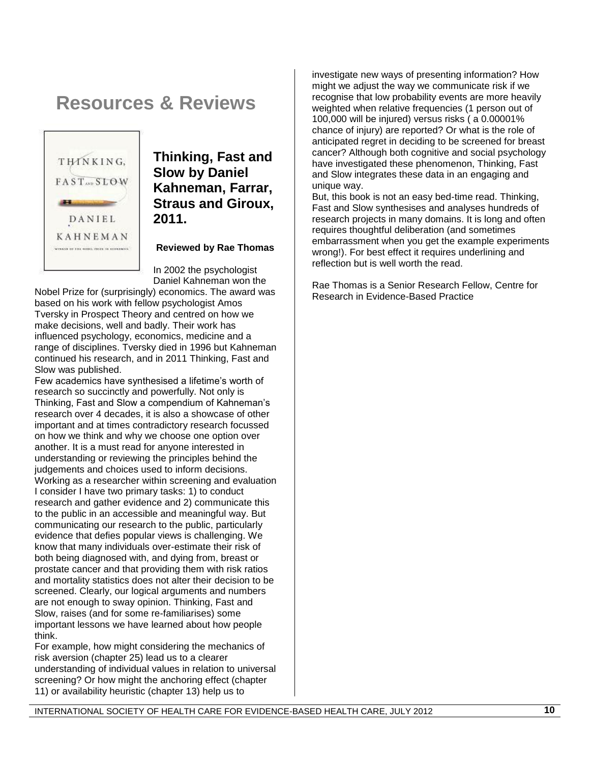# Resources & Reviews

## Thinking, Fast and Slow by Daniel Kahneman, Farrar, Straus and Giroux, 2011.

**Reviewed by Rae Thomas**

In 2002 the psychologist Daniel Kahneman won the Nobel Prize for (surprisingly) economics. The award was based on his work with fellow psychologist Amos Tversky in Prospect Theory and centred on how we make decisions, well and badly. Their work has influenced psychology, economics, medicine and a range of disciplines. Tversky died in 1996 but Kahneman continued his research, and in 2011 Thinking, Fast and Slow was published.

Few academics have synthesised a lifetime's worth of research so succinctly and powerfully. Not only is Thinking, Fast and Slow a compendium of Kahneman's research over 4 decades, it is also a showcase of other important and at times contradictory research focussed on how we think and why we choose one option over another. It is a must read for anyone interested in understanding or reviewing the principles behind the judgements and choices used to inform decisions.

Working as a researcher within screening and evaluation I consider I have two primary tasks: 1) to conduct research and gather evidence and 2) communicate this to the public in an accessible and meaningful way. But communicating our research to the public, particularly evidence that defies popular views is challenging. We know that many individuals over-estimate their risk of both being diagnosed with, and dying from, breast or prostate cancer and that providing them with risk ratios and mortality statistics does not alter their decision to be screened. Clearly, our logical arguments and numbers are not enough to sway opinion. Thinking, Fast and Slow, raises (and for some re-familiarises) some important lessons we have learned about how people think.

For example, how might considering the mechanics of risk aversion (chapter 25) lead us to a clearer understanding of individual values in relation to universal screening? Or how might the anchoring effect (chapter 11) or availability heuristic (chapter 13) help us to investigate new ways of presenting information? How might we adjust the way we communicate risk if we recognise that low probability events are more heavily weighted when relative frequencies (1 person out of 100,000 will be injured) versus risks ( a 0.00001% chance of injury) are reported? Or what is the role of anticipated regret in deciding to be screened for breast cancer? Although both cognitive and social psychology have investigated these phenomenon, Thinking, Fast and Slow integrates these data in an engaging and unique way.

But, this book is not an easy bed-time read. Thinking, Fast and Slow synthesises and analyses hundreds of research projects in many domains. It is long and often requires thoughtful deliberation (and sometimes embarrassment when you get the example experiments wrong!). For best effect it requires underlining and reflection but is well worth the read.

Rae Thomas is a Senior Research Fellow, Centre for Research in Evidence-Based Practice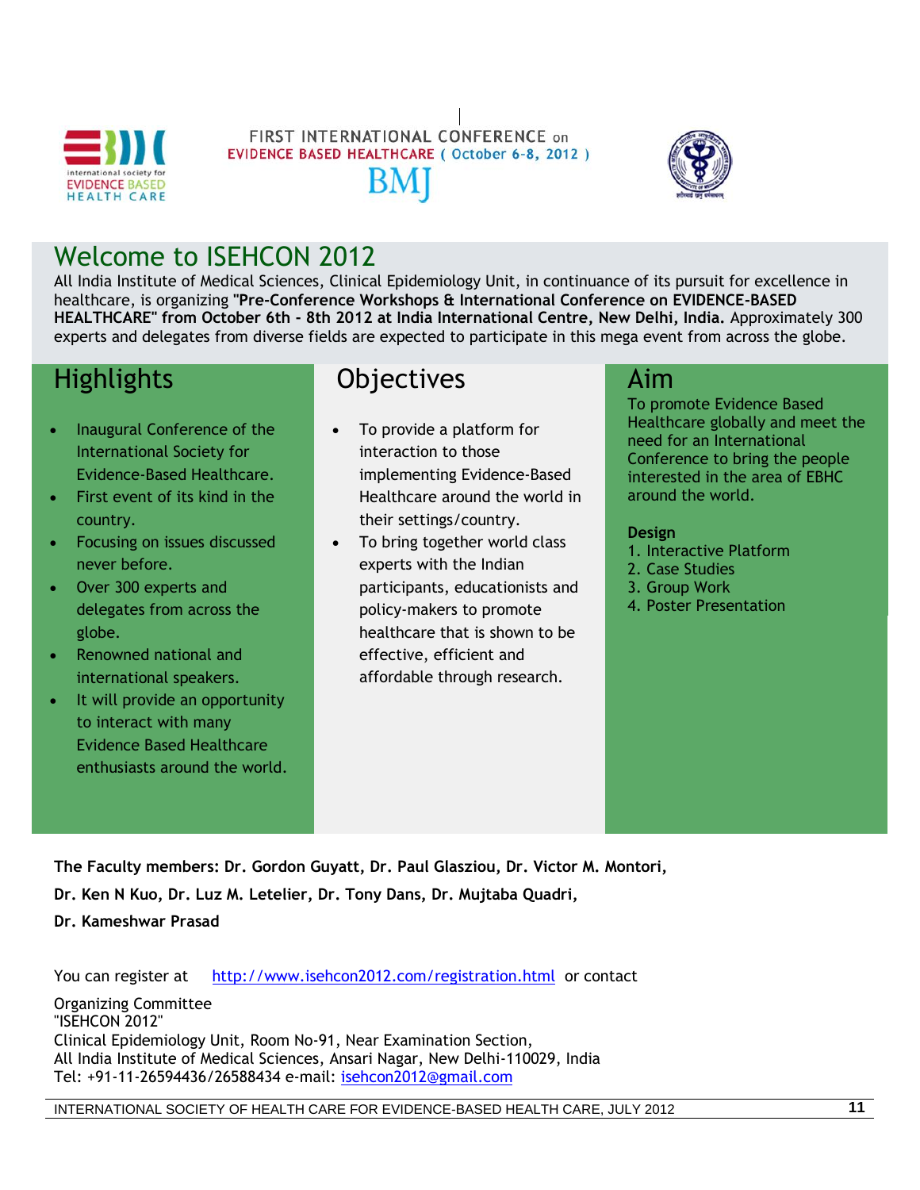FIRST INTERNATIONAL CONFERENCE on
EVIDENCE BASED HEALTHCARE ( October 6-8, 2012 )
BMJ

# Welcome to ISEHCON 2012

All India Institute of Medical Sciences, Clinical Epidemiology Unit, in continuance of its pursuit for excellence in healthcare, is organizing **"Pre-Conference Workshops & International Conference on EVIDENCE-BASED HEALTHCARE" from October 6th - 8th 2012 at India International Centre, New Delhi, India.** Approximately 300 experts and delegates from diverse fields are expected to participate in this mega event from across the globe.

## Highlights

- Inaugural Conference of the International Society for Evidence-Based Healthcare.
- First event of its kind in the country.
- Focusing on issues discussed never before.
- Over 300 experts and delegates from across the globe.
- Renowned national and international speakers.
- It will provide an opportunity to interact with many Evidence Based Healthcare enthusiasts around the world.

## Objectives

- To provide a platform for interaction to those implementing Evidence-Based Healthcare around the world in their settings/country.
- To bring together world class experts with the Indian participants, educationists and policy-makers to promote healthcare that is shown to be effective, efficient and affordable through research.

## Aim

To promote Evidence Based Healthcare globally and meet the need for an International Conference to bring the people interested in the area of EBHC around the world.

**Design**

1. Interactive Platform
2. Case Studies
3. Group Work
4. Poster Presentation

**The Faculty members: Dr. Gordon Guyatt, Dr. Paul Glasziou, Dr. Victor M. Montori, Dr. Ken N Kuo, Dr. Luz M. Letelier, Dr. Tony Dans, Dr. Mujtaba Quadri, Dr. Kameshwar Prasad**

You can register at http://www.isehcon2012.com/registration.html or contact

Organizing Committee
"ISEHCON 2012"
Clinical Epidemiology Unit, Room No-91, Near Examination Section,
All India Institute of Medical Sciences, Ansari Nagar, New Delhi-110029, India
Tel: +91-11-26594436/26588434 e-mail: isehcon2012@gmail.com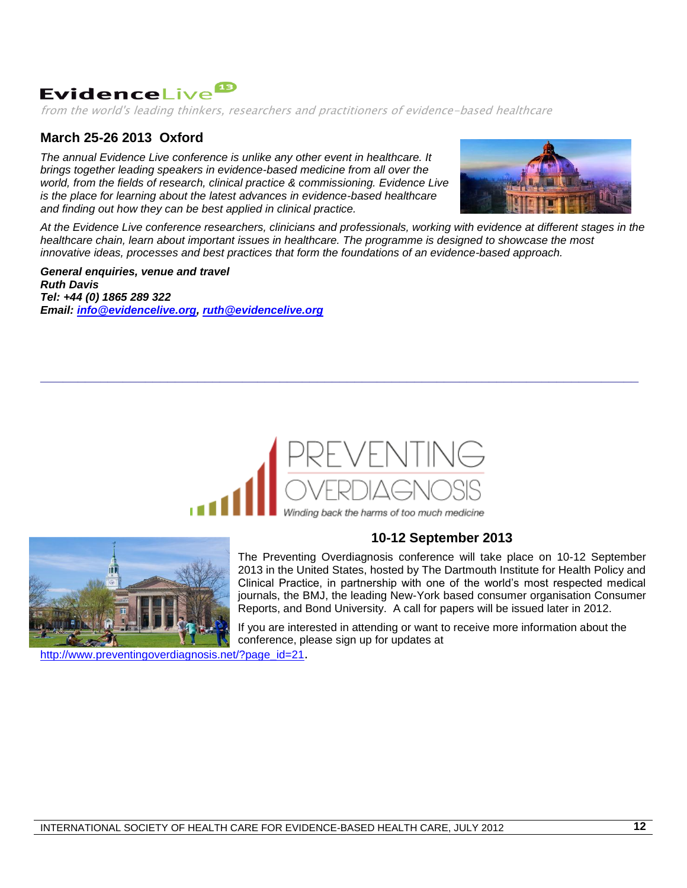# EvidenceLive 13

*from the world's leading thinkers, researchers and practitioners of evidence-based healthcare*

## March 25-26 2013 Oxford

*The annual Evidence Live conference is unlike any other event in healthcare. It brings together leading speakers in evidence-based medicine from all over the world, from the fields of research, clinical practice & commissioning. Evidence Live is the place for learning about the latest advances in evidence-based healthcare and finding out how they can be best applied in clinical practice.*

*At the Evidence Live conference researchers, clinicians and professionals, working with evidence at different stages in the healthcare chain, learn about important issues in healthcare. The programme is designed to showcase the most innovative ideas, processes and best practices that form the foundations of an evidence-based approach.*

***General enquiries, venue and travel***
***Ruth Davis***
***Tel: +44 (0) 1865 289 322***
***Email: info@evidencelive.org, ruth@evidencelive.org***

---

# PREVENTING OVERDIAGNOSIS

*Winding back the harms of too much medicine*

## 10-12 September 2013

The Preventing Overdiagnosis conference will take place on 10-12 September 2013 in the United States, hosted by The Dartmouth Institute for Health Policy and Clinical Practice, in partnership with one of the world's most respected medical journals, the BMJ, the leading New-York based consumer organisation Consumer Reports, and Bond University. A call for papers will be issued later in 2012.

If you are interested in attending or want to receive more information about the conference, please sign up for updates at http://www.preventingoverdiagnosis.net/?page_id=21.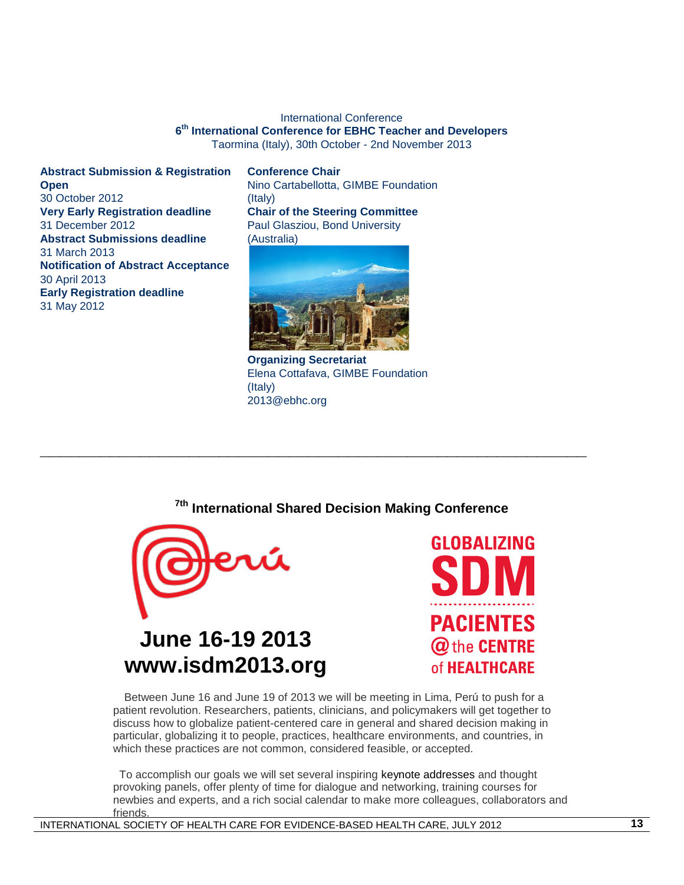International Conference

**6th International Conference for EBHC Teacher and Developers**

Taormina (Italy), 30th October - 2nd November 2013

**Abstract Submission & Registration Open**
30 October 2012

**Very Early Registration deadline**
31 December 2012

**Abstract Submissions deadline**
31 March 2013

**Notification of Abstract Acceptance**
30 April 2013

**Early Registration deadline**
31 May 2012

**Conference Chair**
Nino Cartabellotta, GIMBE Foundation (Italy)

**Chair of the Steering Committee**
Paul Glasziou, Bond University (Australia)

**Organizing Secretariat**
Elena Cottafava, GIMBE Foundation (Italy)
2013@ebhc.org

---

## 7th International Shared Decision Making Conference

Perú

**June 16-19 2013**
**www.isdm2013.org**

GLOBALIZING SDM
PACIENTES @ the CENTRE of HEALTHCARE

Between June 16 and June 19 of 2013 we will be meeting in Lima, Perú to push for a patient revolution. Researchers, patients, clinicians, and policymakers will get together to discuss how to globalize patient-centered care in general and shared decision making in particular, globalizing it to people, practices, healthcare environments, and countries, in which these practices are not common, considered feasible, or accepted.

To accomplish our goals we will set several inspiring keynote addresses and thought provoking panels, offer plenty of time for dialogue and networking, training courses for newbies and experts, and a rich social calendar to make more colleagues, collaborators and friends.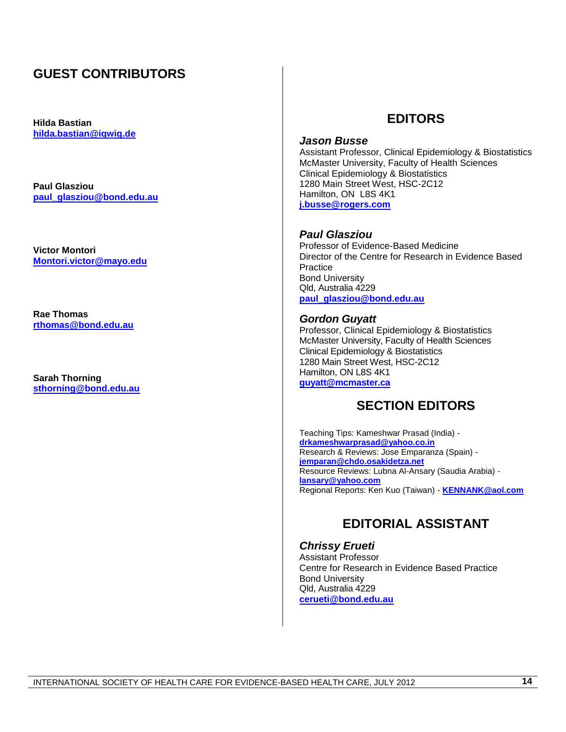## GUEST CONTRIBUTORS

**Hilda Bastian**
**hilda.bastian@iqwig.de**

**Paul Glasziou**
**paul_glasziou@bond.edu.au**

**Victor Montori**
**Montori.victor@mayo.edu**

**Rae Thomas**
**rthomas@bond.edu.au**

**Sarah Thorning**
**sthorning@bond.edu.au**

## EDITORS

***Jason Busse***
Assistant Professor, Clinical Epidemiology & Biostatistics
McMaster University, Faculty of Health Sciences
Clinical Epidemiology & Biostatistics
1280 Main Street West, HSC-2C12
Hamilton, ON L8S 4K1
**j.busse@rogers.com**

***Paul Glasziou***
Professor of Evidence-Based Medicine
Director of the Centre for Research in Evidence Based Practice
Bond University
Qld, Australia 4229
**paul_glasziou@bond.edu.au**

***Gordon Guyatt***
Professor, Clinical Epidemiology & Biostatistics
McMaster University, Faculty of Health Sciences
Clinical Epidemiology & Biostatistics
1280 Main Street West, HSC-2C12
Hamilton, ON L8S 4K1
**guyatt@mcmaster.ca**

## SECTION EDITORS

Teaching Tips: Kameshwar Prasad (India) - **drkameshwarprasad@yahoo.co.in**
Research & Reviews: Jose Emparanza (Spain) - **jemparan@chdo.osakidetza.net**
Resource Reviews: Lubna Al-Ansary (Saudia Arabia) - **lansary@yahoo.com**
Regional Reports: Ken Kuo (Taiwan) - **KENNANK@aol.com**

## EDITORIAL ASSISTANT

***Chrissy Erueti***
Assistant Professor
Centre for Research in Evidence Based Practice
Bond University
Qld, Australia 4229
**cerueti@bond.edu.au**